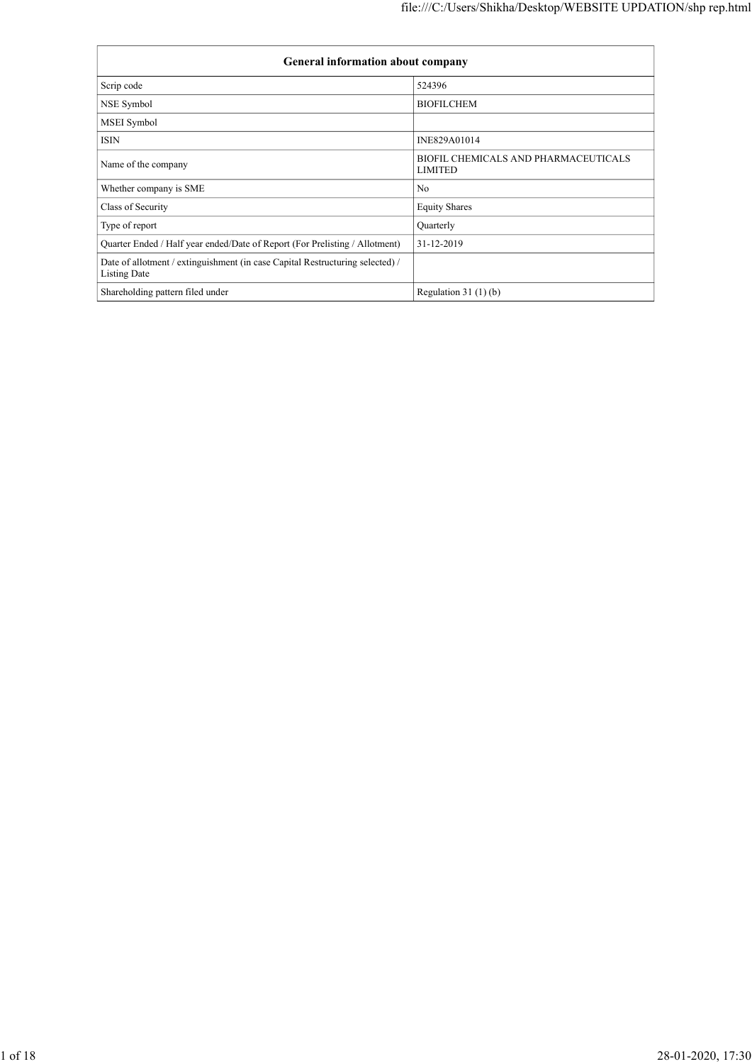| General information about company | |
|---|---|
| Scrip code | 524396 |
| NSE Symbol | BIOFILCHEM |
| MSEI Symbol | |
| ISIN | INE829A01014 |
| Name of the company | BIOFIL CHEMICALS AND PHARMACEUTICALS LIMITED |
| Whether company is SME | No |
| Class of Security | Equity Shares |
| Type of report | Quarterly |
| Quarter Ended / Half year ended/Date of Report (For Prelisting / Allotment) | 31-12-2019 |
| Date of allotment / extinguishment (in case Capital Restructuring selected) / Listing Date | |
| Shareholding pattern filed under | Regulation 31 (1) (b) |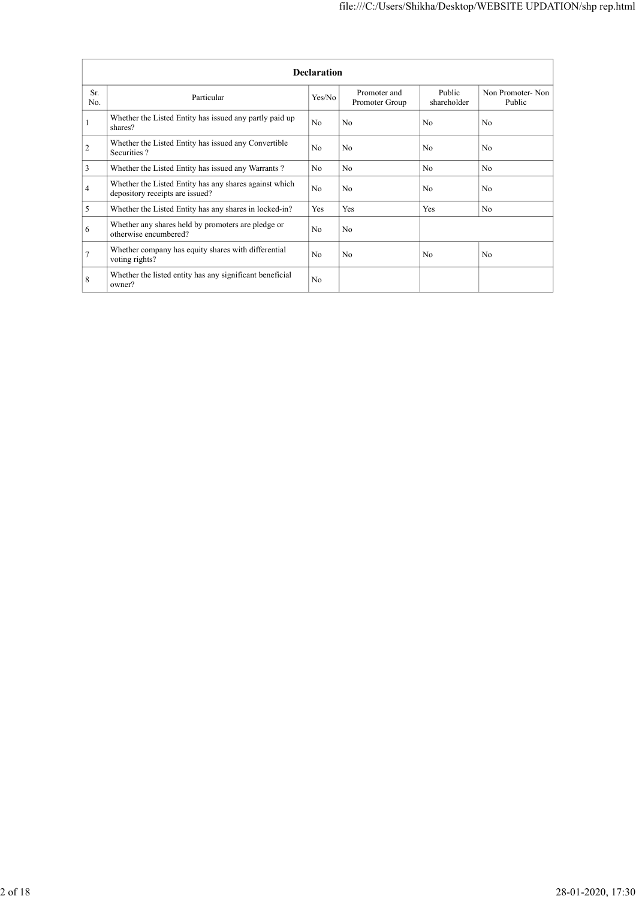| Declaration | | | | | |
|---|---|---|---|---|---|
| Sr. No. | Particular | Yes/No | Promoter and Promoter Group | Public shareholder | Non Promoter- Non Public |
| 1 | Whether the Listed Entity has issued any partly paid up shares? | No | No | No | No |
| 2 | Whether the Listed Entity has issued any Convertible Securities ? | No | No | No | No |
| 3 | Whether the Listed Entity has issued any Warrants ? | No | No | No | No |
| 4 | Whether the Listed Entity has any shares against which depository receipts are issued? | No | No | No | No |
| 5 | Whether the Listed Entity has any shares in locked-in? | Yes | Yes | Yes | No |
| 6 | Whether any shares held by promoters are pledge or otherwise encumbered? | No | No | | |
| 7 | Whether company has equity shares with differential voting rights? | No | No | No | No |
| 8 | Whether the listed entity has any significant beneficial owner? | No | | | |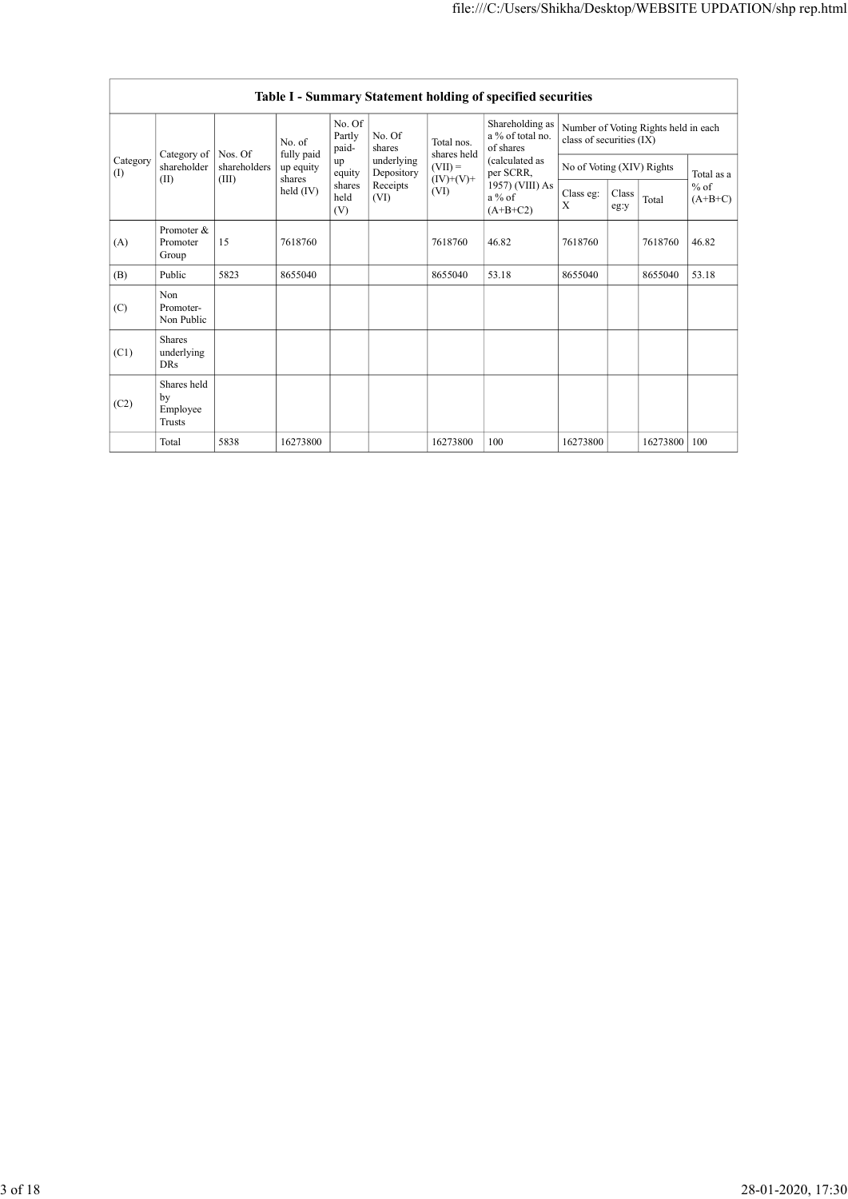| Table I - Summary Statement holding of specified securities | | | | | | | | | | | | |
|---|---|---|---|---|---|---|---|---|---|---|---|---|
| Category (I) | Category of shareholder (II) | Nos. Of shareholders (III) | No. of fully paid up equity shares held (IV) | No. Of Partly paid-up equity shares held (V) | No. Of shares underlying Depository Receipts (VI) | Total nos. shares held (VII) = (IV)+(V)+ (VI) | Shareholding as a % of total no. of shares (calculated as per SCRR, 1957) (VIII) As a % of (A+B+C2) | Number of Voting Rights held in each class of securities (IX) | | | |
| | | | | | | | | No of Voting (XIV) Rights | | | Total as a % of (A+B+C) |
| | | | | | | | | Class eg: X | Class eg:y | Total | |
| (A) | Promoter & Promoter Group | 15 | 7618760 | | | 7618760 | 46.82 | 7618760 | | 7618760 | 46.82 |
| (B) | Public | 5823 | 8655040 | | | 8655040 | 53.18 | 8655040 | | 8655040 | 53.18 |
| (C) | Non Promoter- Non Public | | | | | | | | | | |
| (C1) | Shares underlying DRs | | | | | | | | | | |
| (C2) | Shares held by Employee Trusts | | | | | | | | | | |
| | Total | 5838 | 16273800 | | | 16273800 | 100 | 16273800 | | 16273800 | 100 |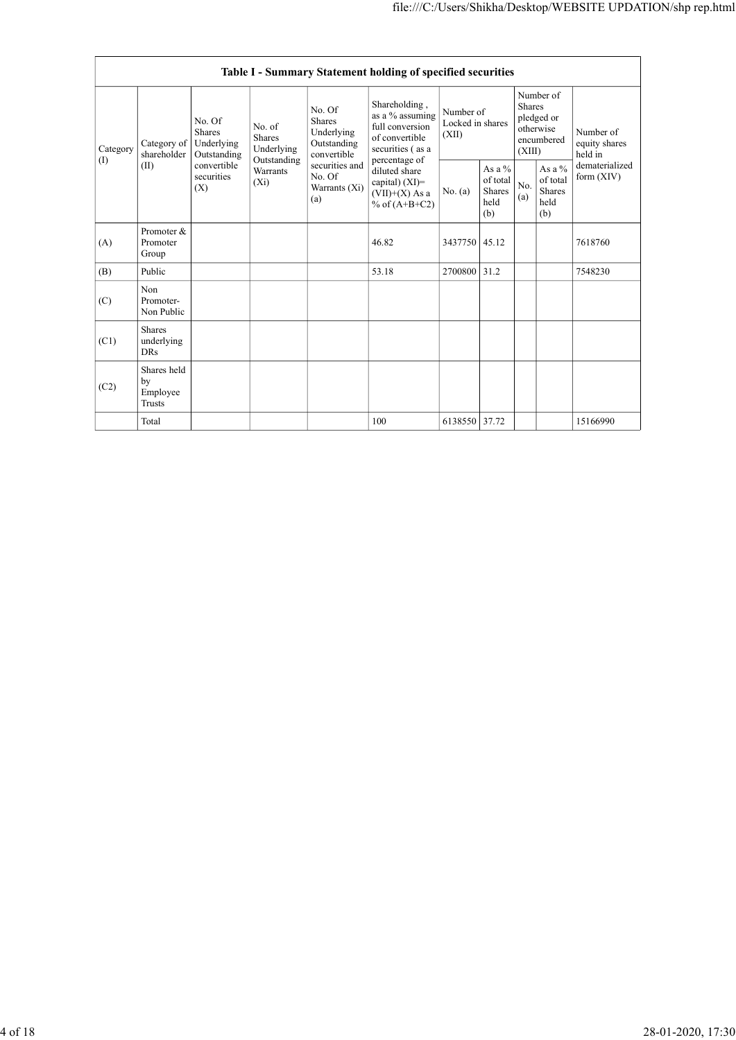| Table I - Summary Statement holding of specified securities | | | | | | | | | | | |
|---|---|---|---|---|---|---|---|---|---|---|---|
| Category (I) | Category of shareholder (II) | No. Of Shares Underlying Outstanding convertible securities (X) | No. of Shares Underlying Outstanding Warrants (Xi) | No. Of Shares Underlying Outstanding convertible securities and No. Of Warrants (Xi) (a) | Shareholding , as a % assuming full conversion of convertible securities ( as a percentage of diluted share capital) (XI)= (VII)+(X) As a % of (A+B+C2) | Number of Locked in shares (XII) | | Number of Shares pledged or otherwise encumbered (XIII) | | Number of equity shares held in dematerialized form (XIV) |
| | | | | | | No. (a) | As a % of total Shares held (b) | No. (a) | As a % of total Shares held (b) | |
| (A) | Promoter & Promoter Group | | | | 46.82 | 3437750 | 45.12 | | | 7618760 |
| (B) | Public | | | | 53.18 | 2700800 | 31.2 | | | 7548230 |
| (C) | Non Promoter- Non Public | | | | | | | | | |
| (C1) | Shares underlying DRs | | | | | | | | | |
| (C2) | Shares held by Employee Trusts | | | | | | | | | |
| | Total | | | | 100 | 6138550 | 37.72 | | | 15166990 |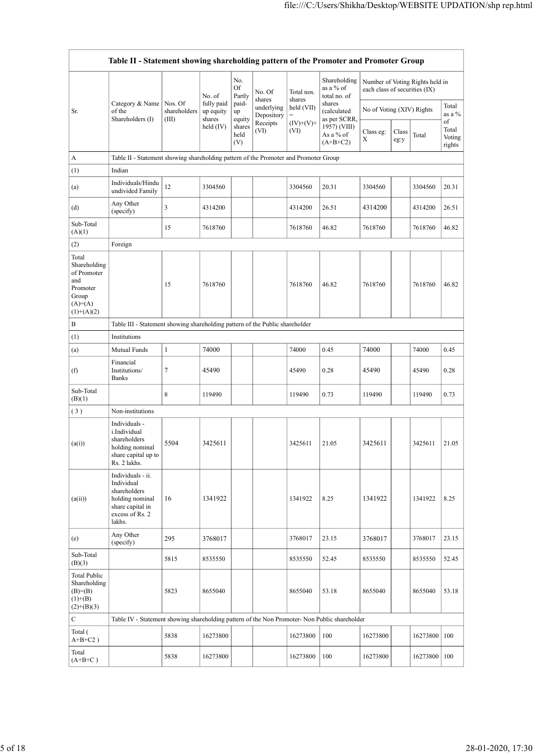| Table II - Statement showing shareholding pattern of the Promoter and Promoter Group | | | | | | | | | | | |
|---|---|---|---|---|---|---|---|---|---|---|---|
| Sr. | Category & Name of the Shareholders (I) | Nos. Of shareholders (III) | No. of fully paid up equity shares held (IV) | No. Of Partly paid-up equity shares held (V) | No. Of shares underlying Depository Receipts (VI) | Total nos. shares held (VII) = (IV)+(V)+ (VI) | Shareholding as a % of total no. of shares (calculated as per SCRR, 1957) (VIII) As a % of (A+B+C2) | Number of Voting Rights held in each class of securities (IX) | | | |
| | | | | | | | | No of Voting (XIV) Rights | | | Total as a % of Total Voting rights |
| | | | | | | | | Class eg: X | Class eg:y | Total | |
| A | Table II - Statement showing shareholding pattern of the Promoter and Promoter Group | | | | | | | | | | |
| (1) | Indian | | | | | | | | | | |
| (a) | Individuals/Hindu undivided Family | 12 | 3304560 | | | 3304560 | 20.31 | 3304560 | | 3304560 | 20.31 |
| (d) | Any Other (specify) | 3 | 4314200 | | | 4314200 | 26.51 | 4314200 | | 4314200 | 26.51 |
| Sub-Total (A)(1) | | 15 | 7618760 | | | 7618760 | 46.82 | 7618760 | | 7618760 | 46.82 |
| (2) | Foreign | | | | | | | | | | |
| Total Shareholding of Promoter and Promoter Group (A)=(A)(1)+(A)(2) | | 15 | 7618760 | | | 7618760 | 46.82 | 7618760 | | 7618760 | 46.82 |
| B | Table III - Statement showing shareholding pattern of the Public shareholder | | | | | | | | | | |
| (1) | Institutions | | | | | | | | | | |
| (a) | Mutual Funds | 1 | 74000 | | | 74000 | 0.45 | 74000 | | 74000 | 0.45 |
| (f) | Financial Institutions/ Banks | 7 | 45490 | | | 45490 | 0.28 | 45490 | | 45490 | 0.28 |
| Sub-Total (B)(1) | | 8 | 119490 | | | 119490 | 0.73 | 119490 | | 119490 | 0.73 |
| ( 3 ) | Non-institutions | | | | | | | | | | |
| (a(i)) | Individuals - i.Individual shareholders holding nominal share capital up to Rs. 2 lakhs. | 5504 | 3425611 | | | 3425611 | 21.05 | 3425611 | | 3425611 | 21.05 |
| (a(ii)) | Individuals - ii. Individual shareholders holding nominal share capital in excess of Rs. 2 lakhs. | 16 | 1341922 | | | 1341922 | 8.25 | 1341922 | | 1341922 | 8.25 |
| (e) | Any Other (specify) | 295 | 3768017 | | | 3768017 | 23.15 | 3768017 | | 3768017 | 23.15 |
| Sub-Total (B)(3) | | 5815 | 8535550 | | | 8535550 | 52.45 | 8535550 | | 8535550 | 52.45 |
| Total Public Shareholding (B)=(B)(1)+(B)(2)+(B)(3) | | 5823 | 8655040 | | | 8655040 | 53.18 | 8655040 | | 8655040 | 53.18 |
| C | Table IV - Statement showing shareholding pattern of the Non Promoter- Non Public shareholder | | | | | | | | | | |
| Total ( A+B+C2 ) | | 5838 | 16273800 | | | 16273800 | 100 | 16273800 | | 16273800 | 100 |
| Total (A+B+C ) | | 5838 | 16273800 | | | 16273800 | 100 | 16273800 | | 16273800 | 100 |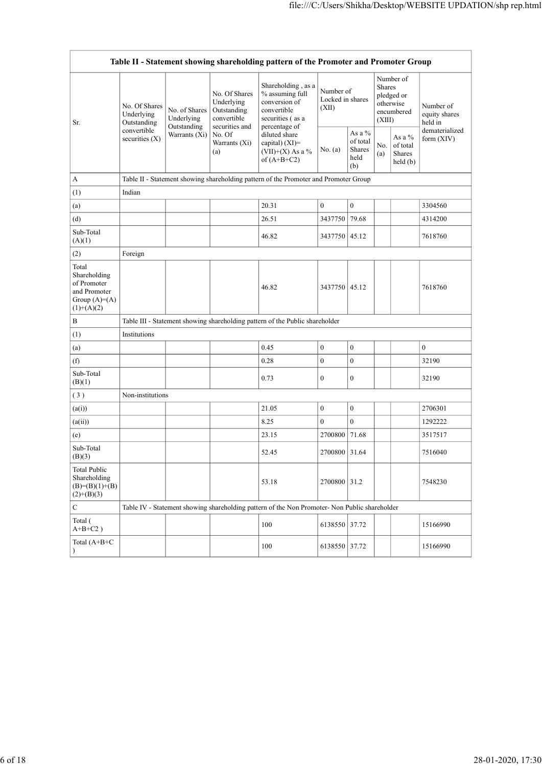| Table II - Statement showing shareholding pattern of the Promoter and Promoter Group | | | | | | | | | |
|---|---|---|---|---|---|---|---|---|---|
| Sr. | No. Of Shares Underlying Outstanding convertible securities (X) | No. of Shares Underlying Outstanding Warrants (Xi) | No. Of Shares Underlying Outstanding convertible securities and No. Of Warrants (Xi) (a) | Shareholding , as a % assuming full conversion of convertible securities ( as a percentage of diluted share capital) (XI)= (VII)+(X) As a % of (A+B+C2) | Number of Locked in shares (XII) | | Number of Shares pledged or otherwise encumbered (XIII) | | Number of equity shares held in dematerialized form (XIV) |
| | | | | | No. (a) | As a % of total Shares held (b) | No. (a) | As a % of total Shares held (b) | |
| A | Table II - Statement showing shareholding pattern of the Promoter and Promoter Group | | | | | | | | |
| (1) | Indian | | | | | | | | |
| (a) | | | | 20.31 | 0 | 0 | | | 3304560 |
| (d) | | | | 26.51 | 3437750 | 79.68 | | | 4314200 |
| Sub-Total (A)(1) | | | | 46.82 | 3437750 | 45.12 | | | 7618760 |
| (2) | Foreign | | | | | | | | |
| Total Shareholding of Promoter and Promoter Group (A)=(A)(1)+(A)(2) | | | | 46.82 | 3437750 | 45.12 | | | 7618760 |
| B | Table III - Statement showing shareholding pattern of the Public shareholder | | | | | | | | |
| (1) | Institutions | | | | | | | | |
| (a) | | | | 0.45 | 0 | 0 | | | 0 |
| (f) | | | | 0.28 | 0 | 0 | | | 32190 |
| Sub-Total (B)(1) | | | | 0.73 | 0 | 0 | | | 32190 |
| ( 3 ) | Non-institutions | | | | | | | | |
| (a(i)) | | | | 21.05 | 0 | 0 | | | 2706301 |
| (a(ii)) | | | | 8.25 | 0 | 0 | | | 1292222 |
| (e) | | | | 23.15 | 2700800 | 71.68 | | | 3517517 |
| Sub-Total (B)(3) | | | | 52.45 | 2700800 | 31.64 | | | 7516040 |
| Total Public Shareholding (B)=(B)(1)+(B)(2)+(B)(3) | | | | 53.18 | 2700800 | 31.2 | | | 7548230 |
| C | Table IV - Statement showing shareholding pattern of the Non Promoter- Non Public shareholder | | | | | | | | |
| Total ( A+B+C2 ) | | | | 100 | 6138550 | 37.72 | | | 15166990 |
| Total (A+B+C ) | | | | 100 | 6138550 | 37.72 | | | 15166990 |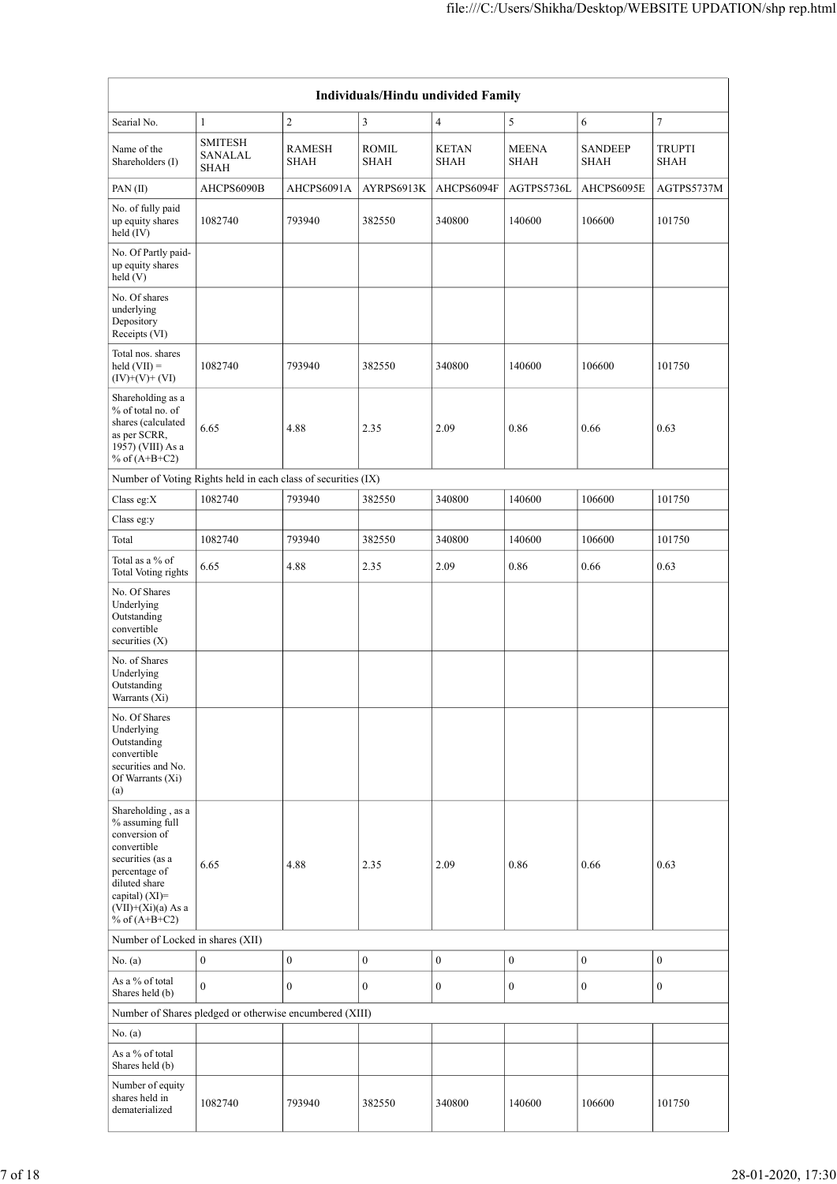| Individuals/Hindu undivided Family | | | | | | | |
|---|---|---|---|---|---|---|---|
| Searial No. | 1 | 2 | 3 | 4 | 5 | 6 | 7 |
| Name of the Shareholders (I) | SMITESH SANALAL SHAH | RAMESH SHAH | ROMIL SHAH | KETAN SHAH | MEENA SHAH | SANDEEP SHAH | TRUPTI SHAH |
| PAN (II) | AHCPS6090B | AHCPS6091A | AYRPS6913K | AHCPS6094F | AGTPS5736L | AHCPS6095E | AGTPS5737M |
| No. of fully paid up equity shares held (IV) | 1082740 | 793940 | 382550 | 340800 | 140600 | 106600 | 101750 |
| No. Of Partly paid-up equity shares held (V) | | | | | | | |
| No. Of shares underlying Depository Receipts (VI) | | | | | | | |
| Total nos. shares held (VII) = (IV)+(V)+ (VI) | 1082740 | 793940 | 382550 | 340800 | 140600 | 106600 | 101750 |
| Shareholding as a % of total no. of shares (calculated as per SCRR, 1957) (VIII) As a % of (A+B+C2) | 6.65 | 4.88 | 2.35 | 2.09 | 0.86 | 0.66 | 0.63 |
| Number of Voting Rights held in each class of securities (IX) | | | | | | | |
| Class eg:X | 1082740 | 793940 | 382550 | 340800 | 140600 | 106600 | 101750 |
| Class eg:y | | | | | | | |
| Total | 1082740 | 793940 | 382550 | 340800 | 140600 | 106600 | 101750 |
| Total as a % of Total Voting rights | 6.65 | 4.88 | 2.35 | 2.09 | 0.86 | 0.66 | 0.63 |
| No. Of Shares Underlying Outstanding convertible securities (X) | | | | | | | |
| No. of Shares Underlying Outstanding Warrants (Xi) | | | | | | | |
| No. Of Shares Underlying Outstanding convertible securities and No. Of Warrants (Xi) (a) | | | | | | | |
| Shareholding , as a % assuming full conversion of convertible securities (as a percentage of diluted share capital) (XI)= (VII)+(Xi)(a) As a % of (A+B+C2) | 6.65 | 4.88 | 2.35 | 2.09 | 0.86 | 0.66 | 0.63 |
| Number of Locked in shares (XII) | | | | | | | |
| No. (a) | 0 | 0 | 0 | 0 | 0 | 0 | 0 |
| As a % of total Shares held (b) | 0 | 0 | 0 | 0 | 0 | 0 | 0 |
| Number of Shares pledged or otherwise encumbered (XIII) | | | | | | | |
| No. (a) | | | | | | | |
| As a % of total Shares held (b) | | | | | | | |
| Number of equity shares held in dematerialized | 1082740 | 793940 | 382550 | 340800 | 140600 | 106600 | 101750 |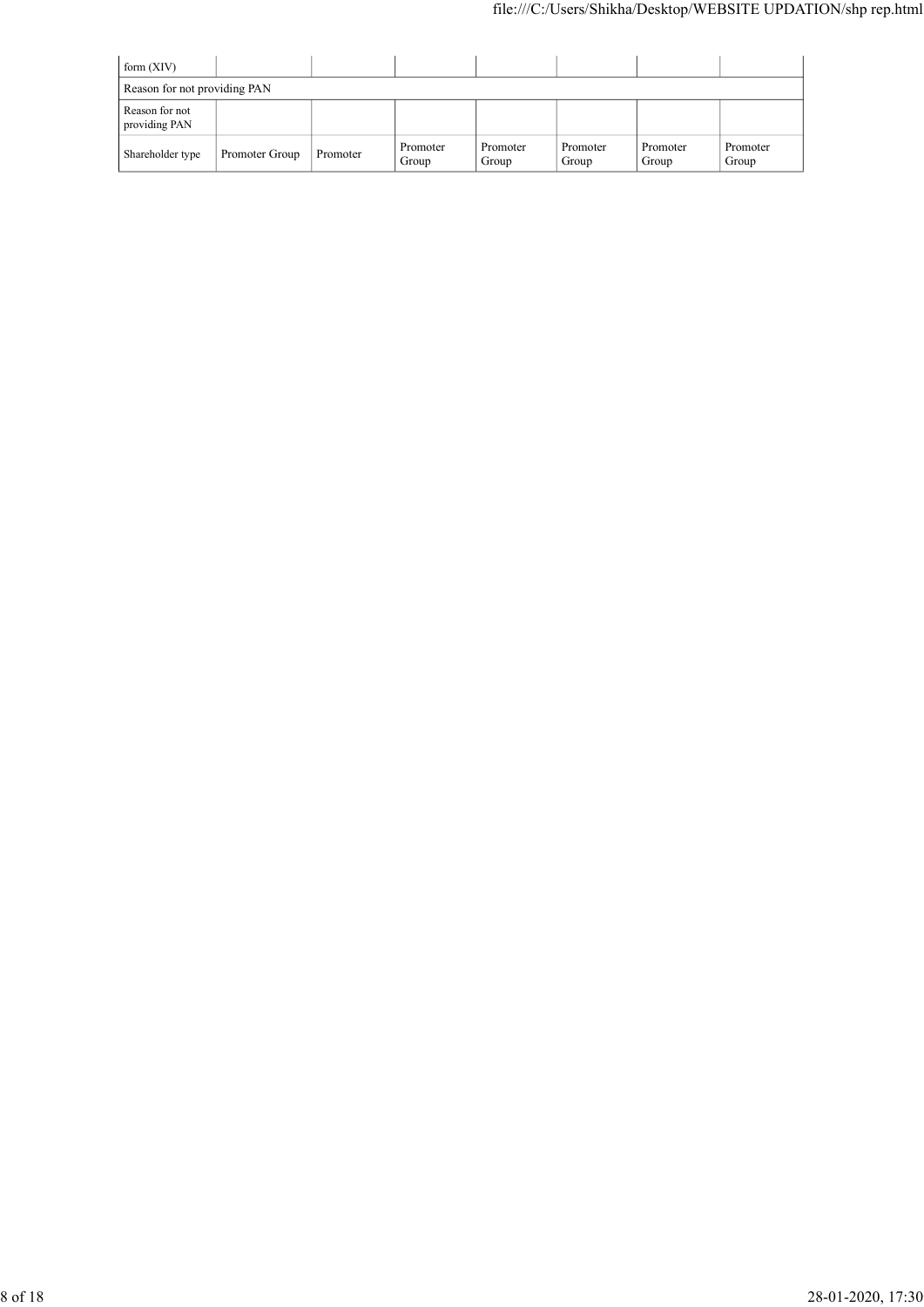| form (XIV) | | | | | | | |
|---|---|---|---|---|---|---|---|
| Reason for not providing PAN | | | | | | | |
| Reason for not providing PAN | | | | | | | |
| Shareholder type | Promoter Group | Promoter | Promoter Group | Promoter Group | Promoter Group | Promoter Group | Promoter Group |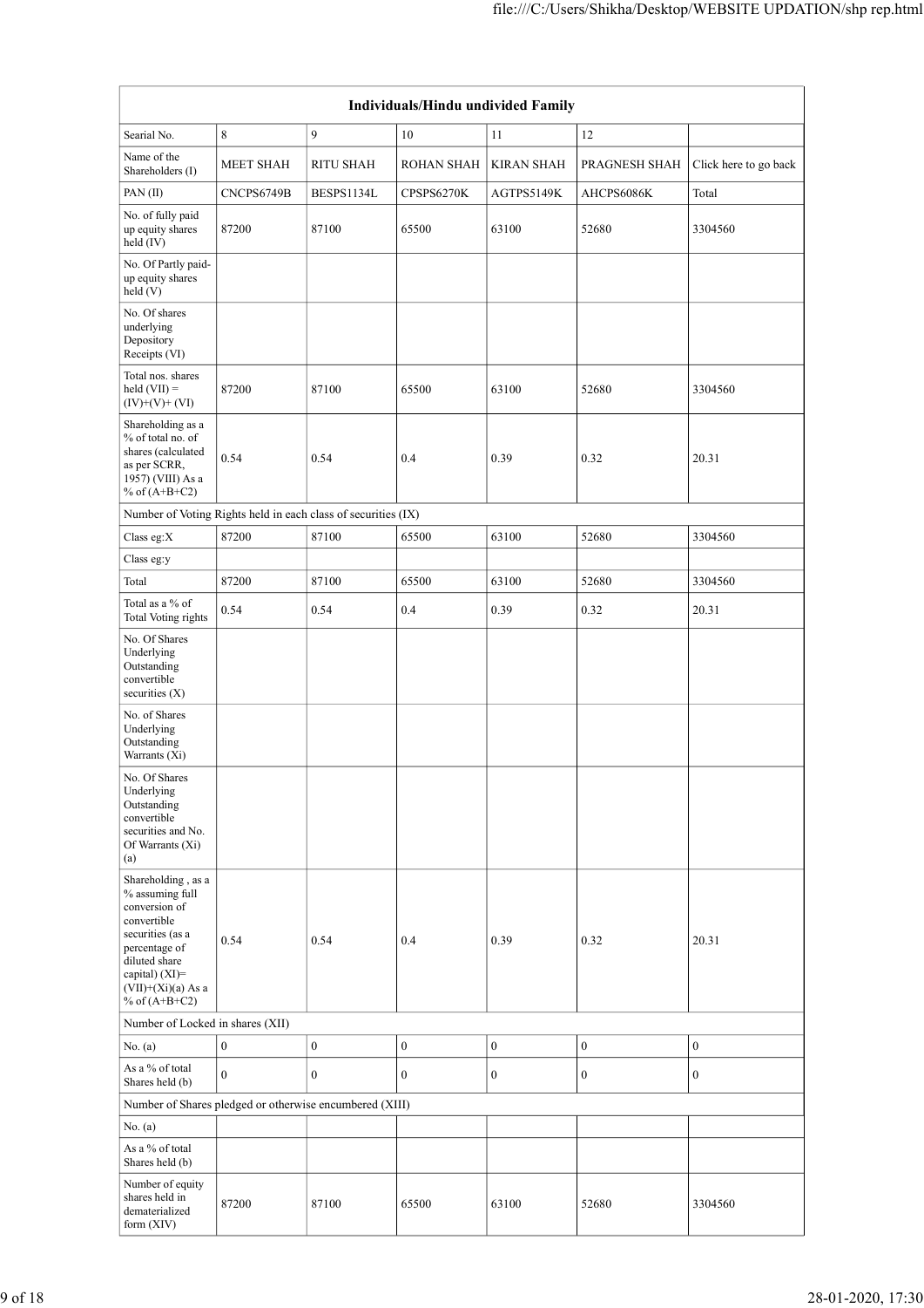| Individuals/Hindu undivided Family | | | | | | |
|---|---|---|---|---|---|---|
| Searial No. | 8 | 9 | 10 | 11 | 12 | |
| Name of the Shareholders (I) | MEET SHAH | RITU SHAH | ROHAN SHAH | KIRAN SHAH | PRAGNESH SHAH | Click here to go back |
| PAN (II) | CNCPS6749B | BESPS1134L | CPSPS6270K | AGTPS5149K | AHCPS6086K | Total |
| No. of fully paid up equity shares held (IV) | 87200 | 87100 | 65500 | 63100 | 52680 | 3304560 |
| No. Of Partly paid-up equity shares held (V) | | | | | | |
| No. Of shares underlying Depository Receipts (VI) | | | | | | |
| Total nos. shares held (VII) = (IV)+(V)+ (VI) | 87200 | 87100 | 65500 | 63100 | 52680 | 3304560 |
| Shareholding as a % of total no. of shares (calculated as per SCRR, 1957) (VIII) As a % of (A+B+C2) | 0.54 | 0.54 | 0.4 | 0.39 | 0.32 | 20.31 |
| Number of Voting Rights held in each class of securities (IX) | | | | | | |
| Class eg:X | 87200 | 87100 | 65500 | 63100 | 52680 | 3304560 |
| Class eg:y | | | | | | |
| Total | 87200 | 87100 | 65500 | 63100 | 52680 | 3304560 |
| Total as a % of Total Voting rights | 0.54 | 0.54 | 0.4 | 0.39 | 0.32 | 20.31 |
| No. Of Shares Underlying Outstanding convertible securities (X) | | | | | | |
| No. of Shares Underlying Outstanding Warrants (Xi) | | | | | | |
| No. Of Shares Underlying Outstanding convertible securities and No. Of Warrants (Xi) (a) | | | | | | |
| Shareholding , as a % assuming full conversion of convertible securities (as a percentage of diluted share capital) (XI)= (VII)+(Xi)(a) As a % of (A+B+C2) | 0.54 | 0.54 | 0.4 | 0.39 | 0.32 | 20.31 |
| Number of Locked in shares (XII) | | | | | | |
| No. (a) | 0 | 0 | 0 | 0 | 0 | 0 |
| As a % of total Shares held (b) | 0 | 0 | 0 | 0 | 0 | 0 |
| Number of Shares pledged or otherwise encumbered (XIII) | | | | | | |
| No. (a) | | | | | | |
| As a % of total Shares held (b) | | | | | | |
| Number of equity shares held in dematerialized form (XIV) | 87200 | 87100 | 65500 | 63100 | 52680 | 3304560 |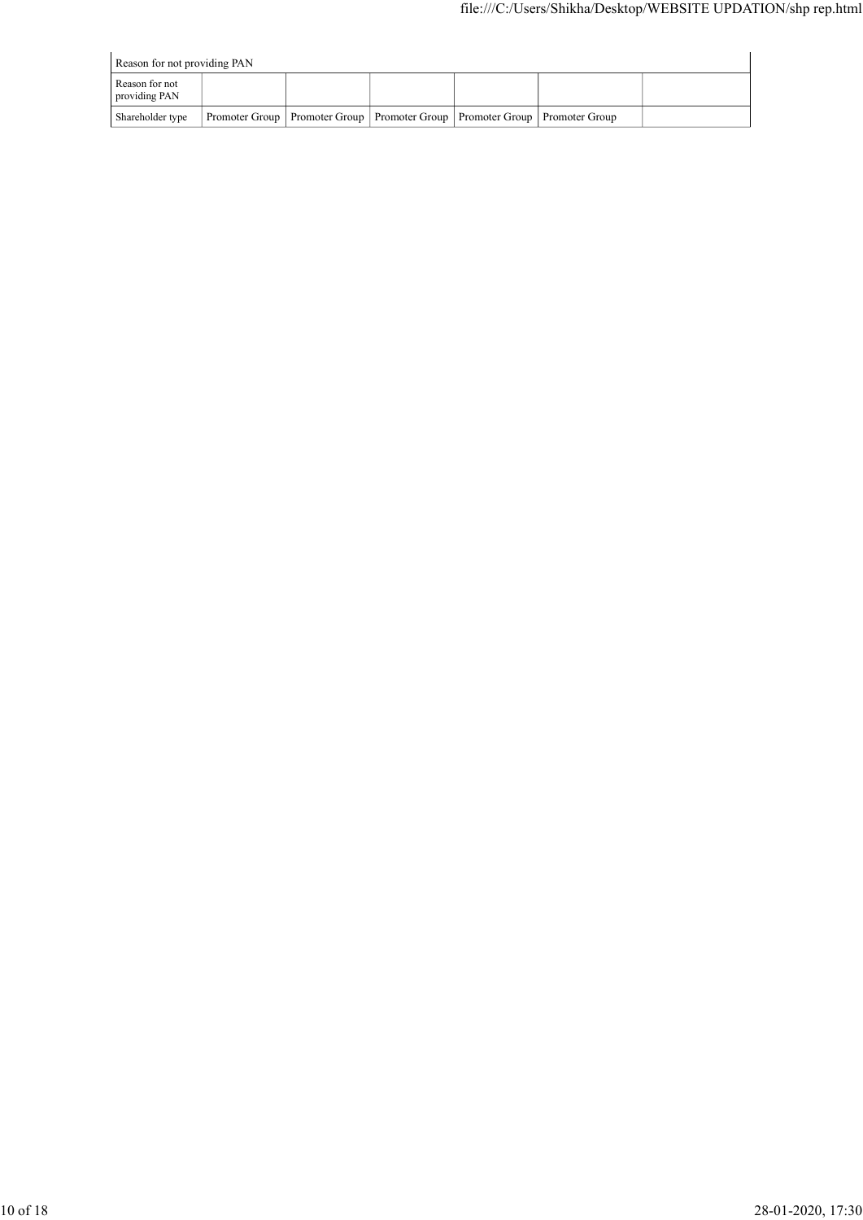| Reason for not providing PAN | | | | | | |
|---|---|---|---|---|---|---|
| Reason for not providing PAN | | | | | | |
| Shareholder type | Promoter Group | Promoter Group | Promoter Group | Promoter Group | Promoter Group | |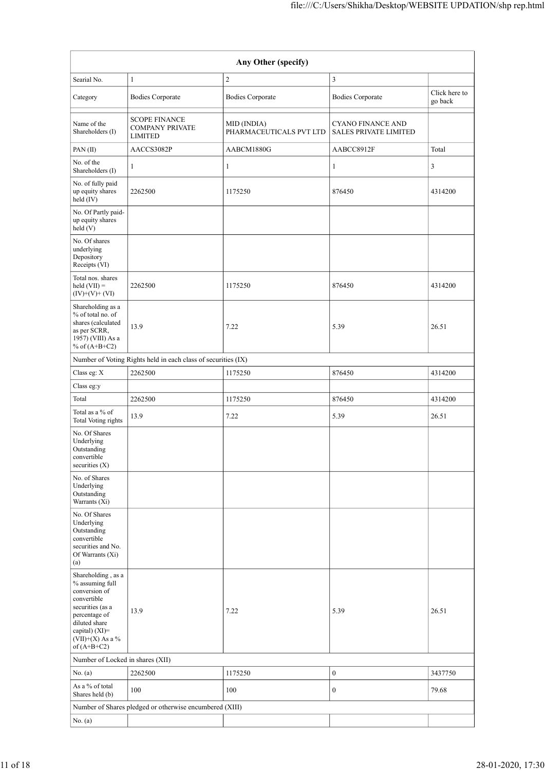| Any Other (specify) | | | | |
|---|---|---|---|---|
| Searial No. | 1 | 2 | 3 | |
| Category | Bodies Corporate | Bodies Corporate | Bodies Corporate | Click here to go back |
| Name of the Shareholders (I) | SCOPE FINANCE COMPANY PRIVATE LIMITED | MID (INDIA) PHARMACEUTICALS PVT LTD | CYANO FINANCE AND SALES PRIVATE LIMITED | |
| PAN (II) | AACCS3082P | AABCM1880G | AABCC8912F | Total |
| No. of the Shareholders (I) | 1 | 1 | 1 | 3 |
| No. of fully paid up equity shares held (IV) | 2262500 | 1175250 | 876450 | 4314200 |
| No. Of Partly paid-up equity shares held (V) | | | | |
| No. Of shares underlying Depository Receipts (VI) | | | | |
| Total nos. shares held (VII) = (IV)+(V)+ (VI) | 2262500 | 1175250 | 876450 | 4314200 |
| Shareholding as a % of total no. of shares (calculated as per SCRR, 1957) (VIII) As a % of (A+B+C2) | 13.9 | 7.22 | 5.39 | 26.51 |
| Number of Voting Rights held in each class of securities (IX) | | | | |
| Class eg: X | 2262500 | 1175250 | 876450 | 4314200 |
| Class eg:y | | | | |
| Total | 2262500 | 1175250 | 876450 | 4314200 |
| Total as a % of Total Voting rights | 13.9 | 7.22 | 5.39 | 26.51 |
| No. Of Shares Underlying Outstanding convertible securities (X) | | | | |
| No. of Shares Underlying Outstanding Warrants (Xi) | | | | |
| No. Of Shares Underlying Outstanding convertible securities and No. Of Warrants (Xi) (a) | | | | |
| Shareholding , as a % assuming full conversion of convertible securities (as a percentage of diluted share capital) (XI)= (VII)+(X) As a % of (A+B+C2) | 13.9 | 7.22 | 5.39 | 26.51 |
| Number of Locked in shares (XII) | | | | |
| No. (a) | 2262500 | 1175250 | 0 | 3437750 |
| As a % of total Shares held (b) | 100 | 100 | 0 | 79.68 |
| Number of Shares pledged or otherwise encumbered (XIII) | | | | |
| No. (a) | | | | |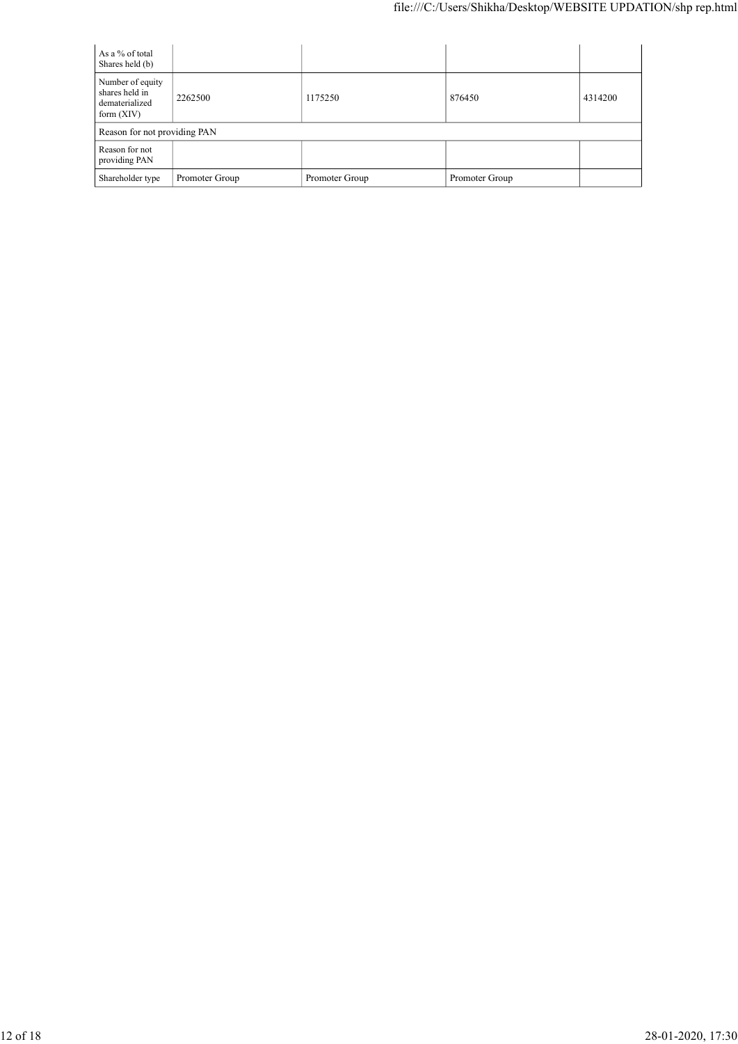| | | | | |
|---|---|---|---|---|
| As a % of total Shares held (b) | | | | |
| Number of equity shares held in dematerialized form (XIV) | 2262500 | 1175250 | 876450 | 4314200 |
| Reason for not providing PAN | | | | |
| Reason for not providing PAN | | | | |
| Shareholder type | Promoter Group | Promoter Group | Promoter Group | |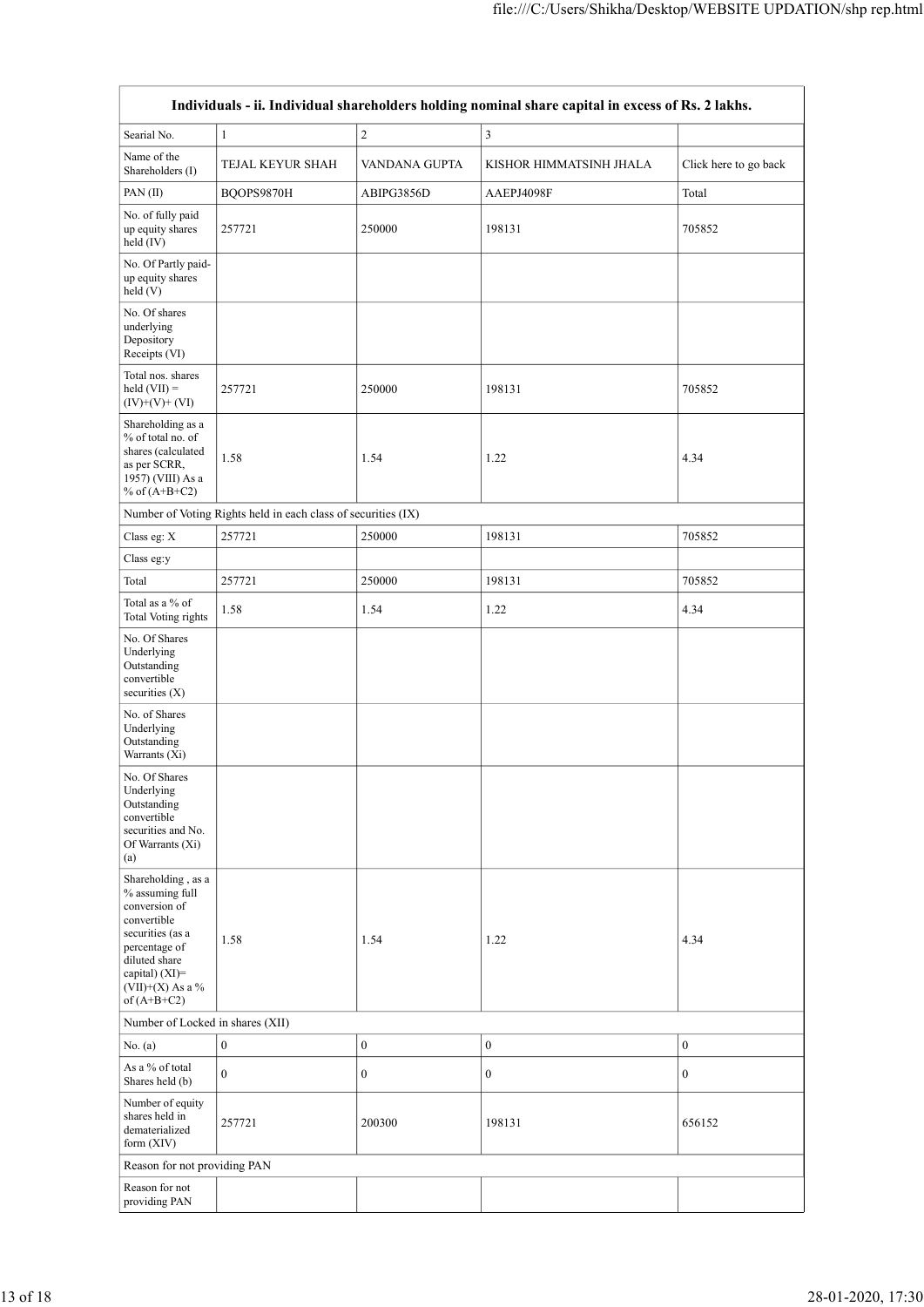| Individuals - ii. Individual shareholders holding nominal share capital in excess of Rs. 2 lakhs. | | | | |
|---|---|---|---|---|
| Searial No. | 1 | 2 | 3 | |
| Name of the Shareholders (I) | TEJAL KEYUR SHAH | VANDANA GUPTA | KISHOR HIMMATSINH JHALA | Click here to go back |
| PAN (II) | BQOPS9870H | ABIPG3856D | AAEPJ4098F | Total |
| No. of fully paid up equity shares held (IV) | 257721 | 250000 | 198131 | 705852 |
| No. Of Partly paid-up equity shares held (V) | | | | |
| No. Of shares underlying Depository Receipts (VI) | | | | |
| Total nos. shares held (VII) = (IV)+(V)+ (VI) | 257721 | 250000 | 198131 | 705852 |
| Shareholding as a % of total no. of shares (calculated as per SCRR, 1957) (VIII) As a % of (A+B+C2) | 1.58 | 1.54 | 1.22 | 4.34 |
| Number of Voting Rights held in each class of securities (IX) | | | | |
| Class eg: X | 257721 | 250000 | 198131 | 705852 |
| Class eg:y | | | | |
| Total | 257721 | 250000 | 198131 | 705852 |
| Total as a % of Total Voting rights | 1.58 | 1.54 | 1.22 | 4.34 |
| No. Of Shares Underlying Outstanding convertible securities (X) | | | | |
| No. of Shares Underlying Outstanding Warrants (Xi) | | | | |
| No. Of Shares Underlying Outstanding convertible securities and No. Of Warrants (Xi) (a) | | | | |
| Shareholding , as a % assuming full conversion of convertible securities (as a percentage of diluted share capital) (XI)= (VII)+(X) As a % of (A+B+C2) | 1.58 | 1.54 | 1.22 | 4.34 |
| Number of Locked in shares (XII) | | | | |
| No. (a) | 0 | 0 | 0 | 0 |
| As a % of total Shares held (b) | 0 | 0 | 0 | 0 |
| Number of equity shares held in dematerialized form (XIV) | 257721 | 200300 | 198131 | 656152 |
| Reason for not providing PAN | | | | |
| Reason for not providing PAN | | | | |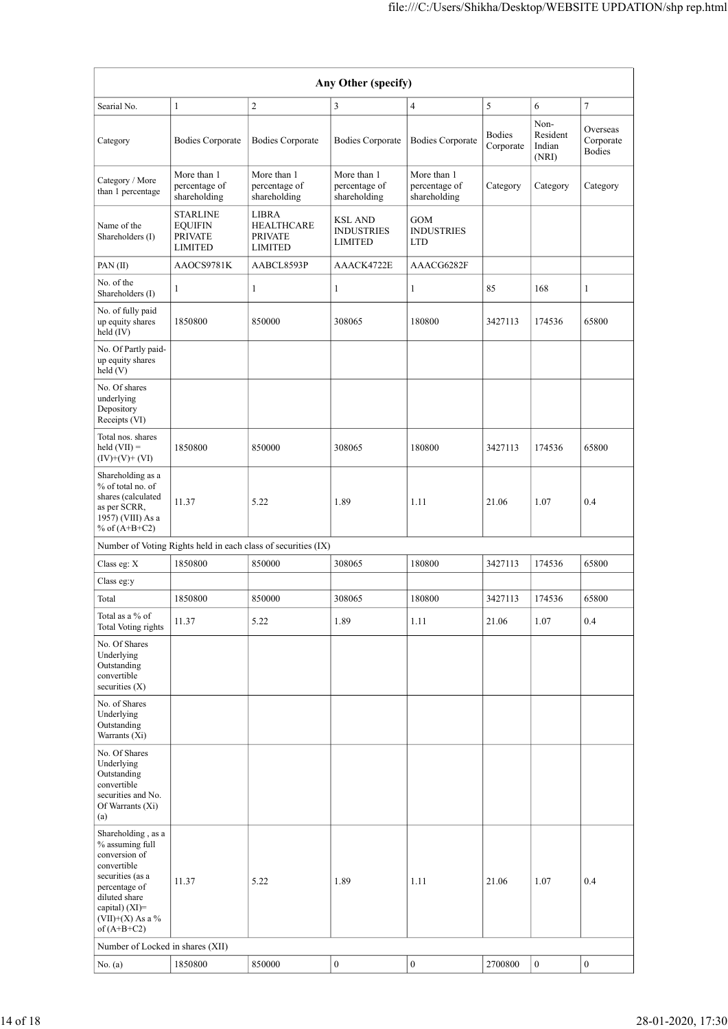| Any Other (specify) | | | | | | | |
|---|---|---|---|---|---|---|---|
| Searial No. | 1 | 2 | 3 | 4 | 5 | 6 | 7 |
| Category | Bodies Corporate | Bodies Corporate | Bodies Corporate | Bodies Corporate | Bodies Corporate | Non-Resident Indian (NRI) | Overseas Corporate Bodies |
| Category / More than 1 percentage | More than 1 percentage of shareholding | More than 1 percentage of shareholding | More than 1 percentage of shareholding | More than 1 percentage of shareholding | Category | Category | Category |
| Name of the Shareholders (I) | STARLINE EQUIFIN PRIVATE LIMITED | LIBRA HEALTHCARE PRIVATE LIMITED | KSL AND INDUSTRIES LIMITED | GOM INDUSTRIES LTD | | | |
| PAN (II) | AAOCS9781K | AABCL8593P | AAACK4722E | AAACG6282F | | | |
| No. of the Shareholders (I) | 1 | 1 | 1 | 1 | 85 | 168 | 1 |
| No. of fully paid up equity shares held (IV) | 1850800 | 850000 | 308065 | 180800 | 3427113 | 174536 | 65800 |
| No. Of Partly paid-up equity shares held (V) | | | | | | | |
| No. Of shares underlying Depository Receipts (VI) | | | | | | | |
| Total nos. shares held (VII) = (IV)+(V)+ (VI) | 1850800 | 850000 | 308065 | 180800 | 3427113 | 174536 | 65800 |
| Shareholding as a % of total no. of shares (calculated as per SCRR, 1957) (VIII) As a % of (A+B+C2) | 11.37 | 5.22 | 1.89 | 1.11 | 21.06 | 1.07 | 0.4 |
| Number of Voting Rights held in each class of securities (IX) | | | | | | | |
| Class eg: X | 1850800 | 850000 | 308065 | 180800 | 3427113 | 174536 | 65800 |
| Class eg:y | | | | | | | |
| Total | 1850800 | 850000 | 308065 | 180800 | 3427113 | 174536 | 65800 |
| Total as a % of Total Voting rights | 11.37 | 5.22 | 1.89 | 1.11 | 21.06 | 1.07 | 0.4 |
| No. Of Shares Underlying Outstanding convertible securities (X) | | | | | | | |
| No. of Shares Underlying Outstanding Warrants (Xi) | | | | | | | |
| No. Of Shares Underlying Outstanding convertible securities and No. Of Warrants (Xi) (a) | | | | | | | |
| Shareholding , as a % assuming full conversion of convertible securities (as a percentage of diluted share capital) (XI)= (VII)+(X) As a % of (A+B+C2) | 11.37 | 5.22 | 1.89 | 1.11 | 21.06 | 1.07 | 0.4 |
| Number of Locked in shares (XII) | | | | | | | |
| No. (a) | 1850800 | 850000 | 0 | 0 | 2700800 | 0 | 0 |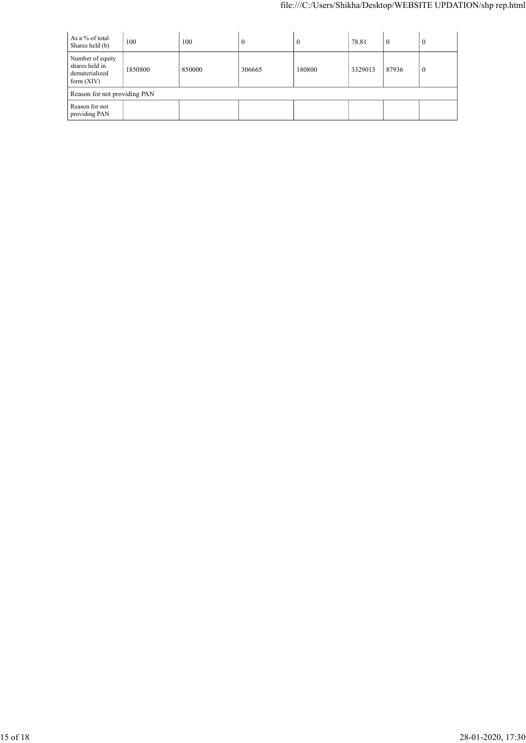| As a % of total Shares held (b) | 100 | 100 | 0 | 0 | 78.81 | 0 | 0 |
|---|---|---|---|---|---|---|---|
| Number of equity shares held in dematerialized form (XIV) | 1850800 | 850000 | 306665 | 180800 | 3329013 | 87936 | 0 |
| Reason for not providing PAN | | | | | | | |
| Reason for not providing PAN | | | | | | | |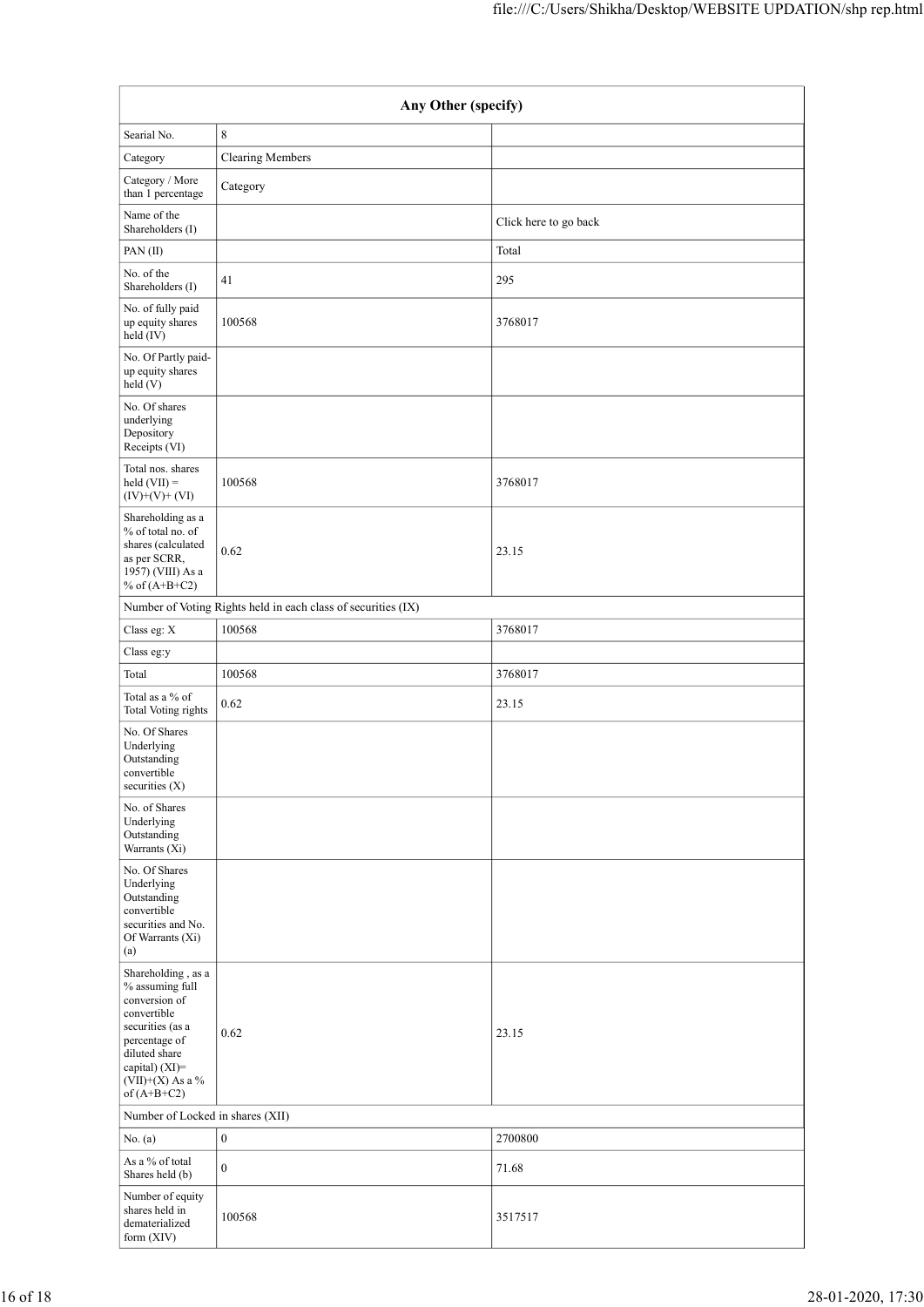| Any Other (specify) | | |
|---|---|---|
| Searial No. | 8 | |
| Category | Clearing Members | |
| Category / More than 1 percentage | Category | |
| Name of the Shareholders (I) | | Click here to go back |
| PAN (II) | | Total |
| No. of the Shareholders (I) | 41 | 295 |
| No. of fully paid up equity shares held (IV) | 100568 | 3768017 |
| No. Of Partly paid-up equity shares held (V) | | |
| No. Of shares underlying Depository Receipts (VI) | | |
| Total nos. shares held (VII) = (IV)+(V)+ (VI) | 100568 | 3768017 |
| Shareholding as a % of total no. of shares (calculated as per SCRR, 1957) (VIII) As a % of (A+B+C2) | 0.62 | 23.15 |
| Number of Voting Rights held in each class of securities (IX) | | |
| Class eg: X | 100568 | 3768017 |
| Class eg:y | | |
| Total | 100568 | 3768017 |
| Total as a % of Total Voting rights | 0.62 | 23.15 |
| No. Of Shares Underlying Outstanding convertible securities (X) | | |
| No. of Shares Underlying Outstanding Warrants (Xi) | | |
| No. Of Shares Underlying Outstanding convertible securities and No. Of Warrants (Xi) (a) | | |
| Shareholding , as a % assuming full conversion of convertible securities (as a percentage of diluted share capital) (XI)= (VII)+(X) As a % of (A+B+C2) | 0.62 | 23.15 |
| Number of Locked in shares (XII) | | |
| No. (a) | 0 | 2700800 |
| As a % of total Shares held (b) | 0 | 71.68 |
| Number of equity shares held in dematerialized form (XIV) | 100568 | 3517517 |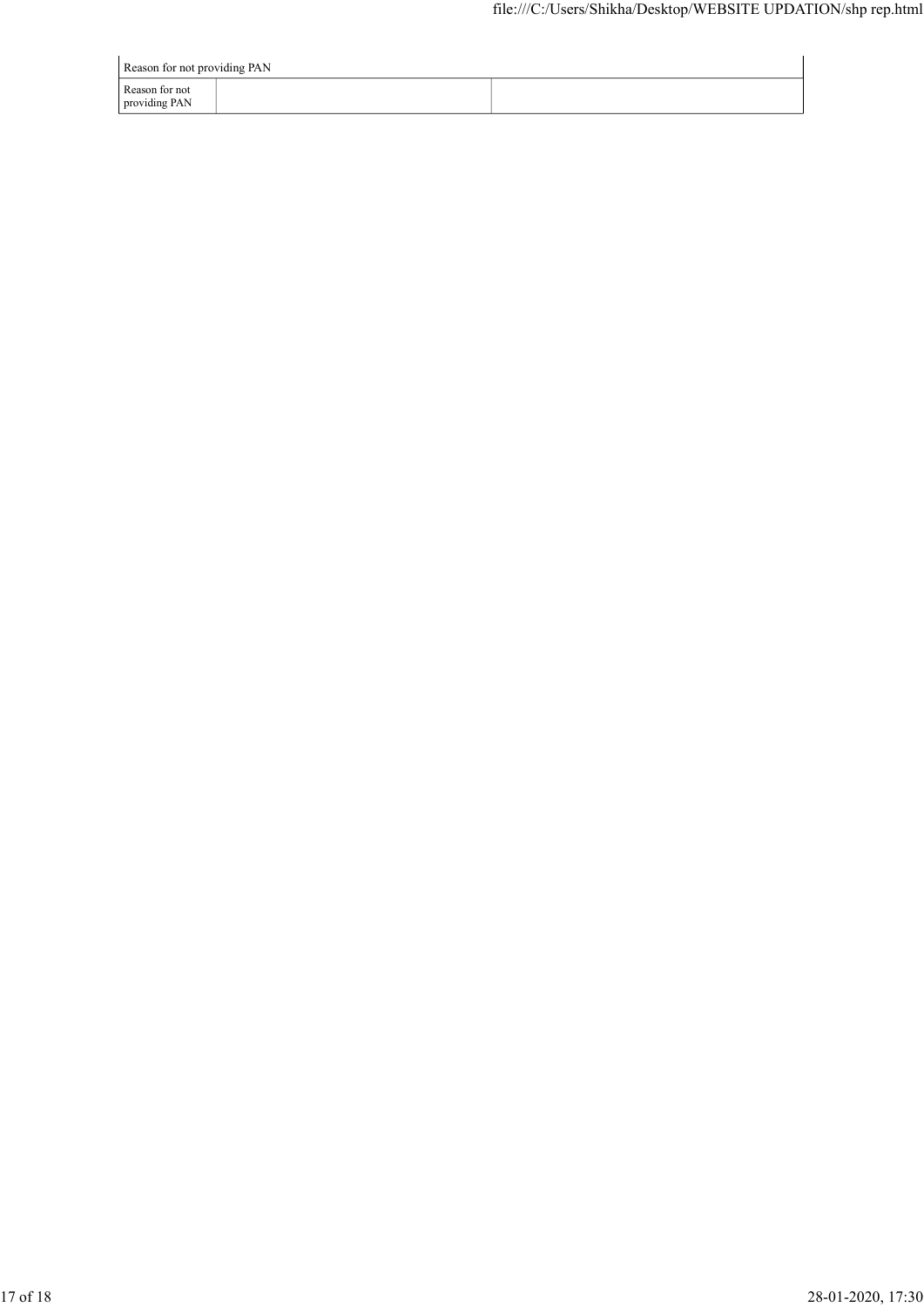| Reason for not providing PAN | | |
|---|---|---|
| Reason for not providing PAN | | |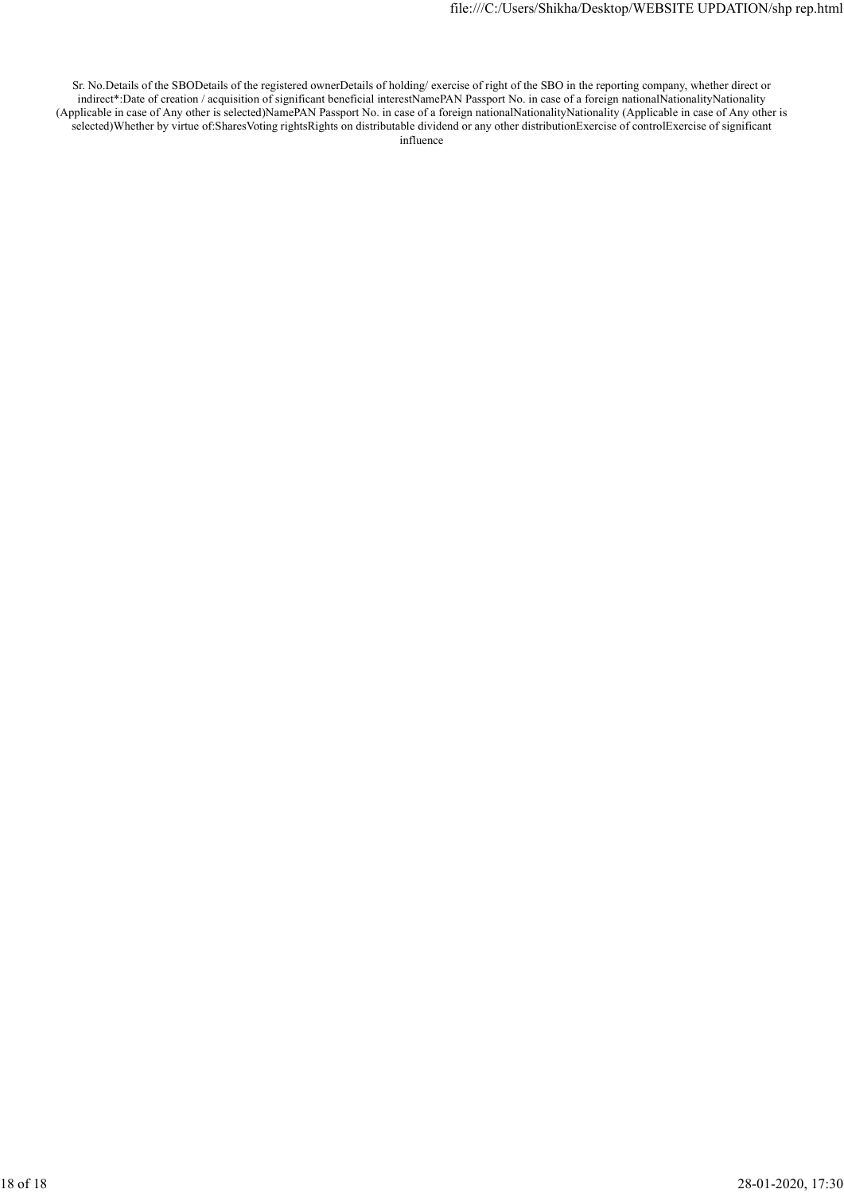Sr. No.Details of the SBODetails of the registered ownerDetails of holding/ exercise of right of the SBO in the reporting company, whether direct or indirect*:Date of creation / acquisition of significant beneficial interestNamePAN Passport No. in case of a foreign nationalNationalityNationality (Applicable in case of Any other is selected)NamePAN Passport No. in case of a foreign nationalNationalityNationality (Applicable in case of Any other is selected)Whether by virtue of:SharesVoting rightsRights on distributable dividend or any other distributionExercise of controlExercise of significant influence